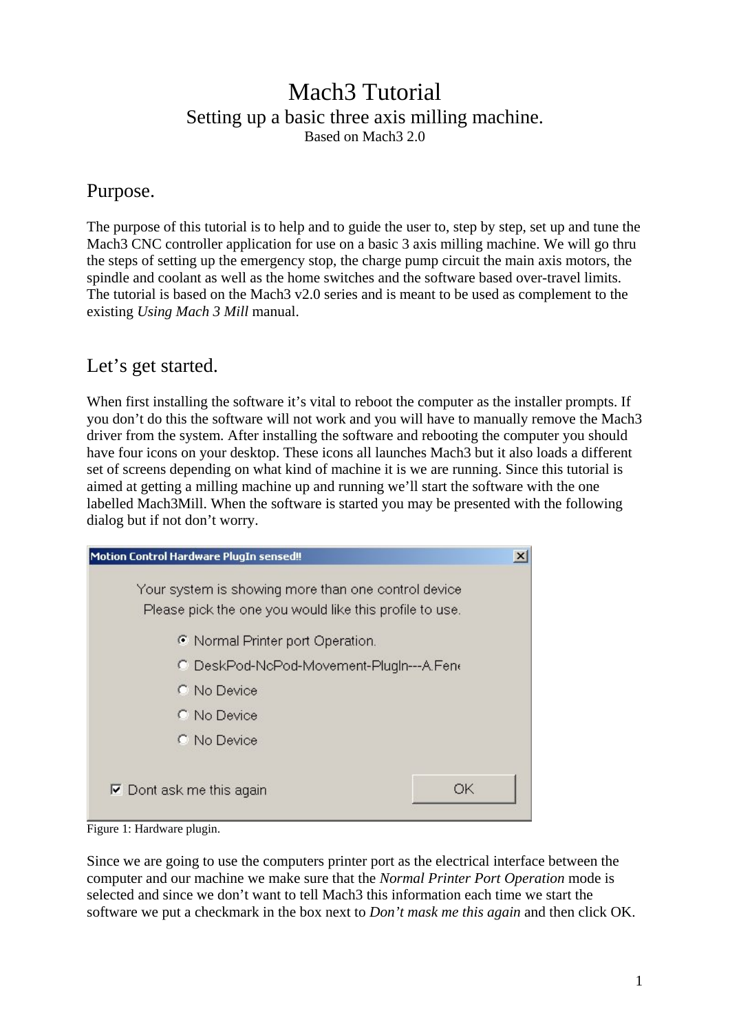# Mach3 Tutorial

## Setting up a basic three axis milling machine.

Based on Mach3 2.0

## Purpose.

The purpose of this tutorial is to help and to guide the user to, step by step, set up and tune the Mach3 CNC controller application for use on a basic 3 axis milling machine. We will go thru the steps of setting up the emergency stop, the charge pump circuit the main axis motors, the spindle and coolant as well as the home switches and the software based over-travel limits. The tutorial is based on the Mach3 v2.0 series and is meant to be used as complement to the existing *Using Mach 3 Mill* manual.

## Let's get started.

When first installing the software it's vital to reboot the computer as the installer prompts. If you don't do this the software will not work and you will have to manually remove the Mach3 driver from the system. After installing the software and rebooting the computer you should have four icons on your desktop. These icons all launches Mach3 but it also loads a different set of screens depending on what kind of machine it is we are running. Since this tutorial is aimed at getting a milling machine up and running we'll start the software with the one labelled Mach3Mill. When the software is started you may be presented with the following dialog but if not don't worry.

Figure 1: Hardware plugin.

Since we are going to use the computers printer port as the electrical interface between the computer and our machine we make sure that the *Normal Printer Port Operation* mode is selected and since we don't want to tell Mach3 this information each time we start the software we put a checkmark in the box next to *Don't mask me this again* and then click OK.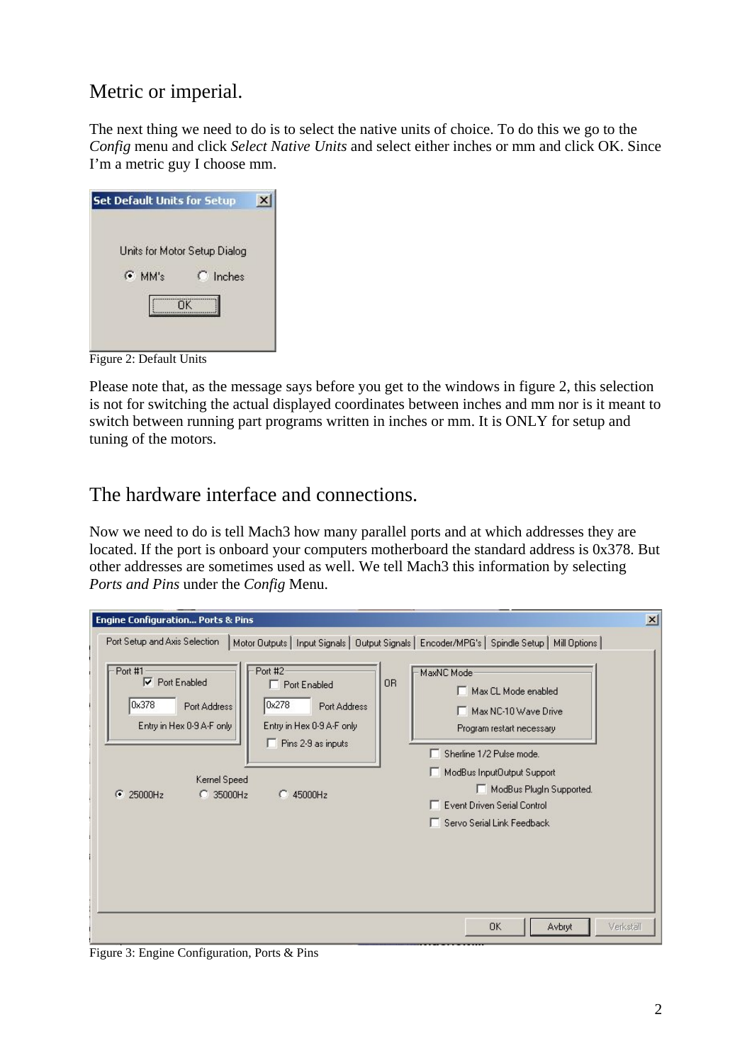## Metric or imperial.

The next thing we need to do is to select the native units of choice. To do this we go to the *Config* menu and click *Select Native Units* and select either inches or mm and click OK. Since I'm a metric guy I choose mm.

Figure 2: Default Units

Please note that, as the message says before you get to the windows in figure 2, this selection is not for switching the actual displayed coordinates between inches and mm nor is it meant to switch between running part programs written in inches or mm. It is ONLY for setup and tuning of the motors.

## The hardware interface and connections.

Now we need to do is tell Mach3 how many parallel ports and at which addresses they are located. If the port is onboard your computers motherboard the standard address is 0x378. But other addresses are sometimes used as well. We tell Mach3 this information by selecting *Ports and Pins* under the *Config* Menu.

Figure 3: Engine Configuration, Ports & Pins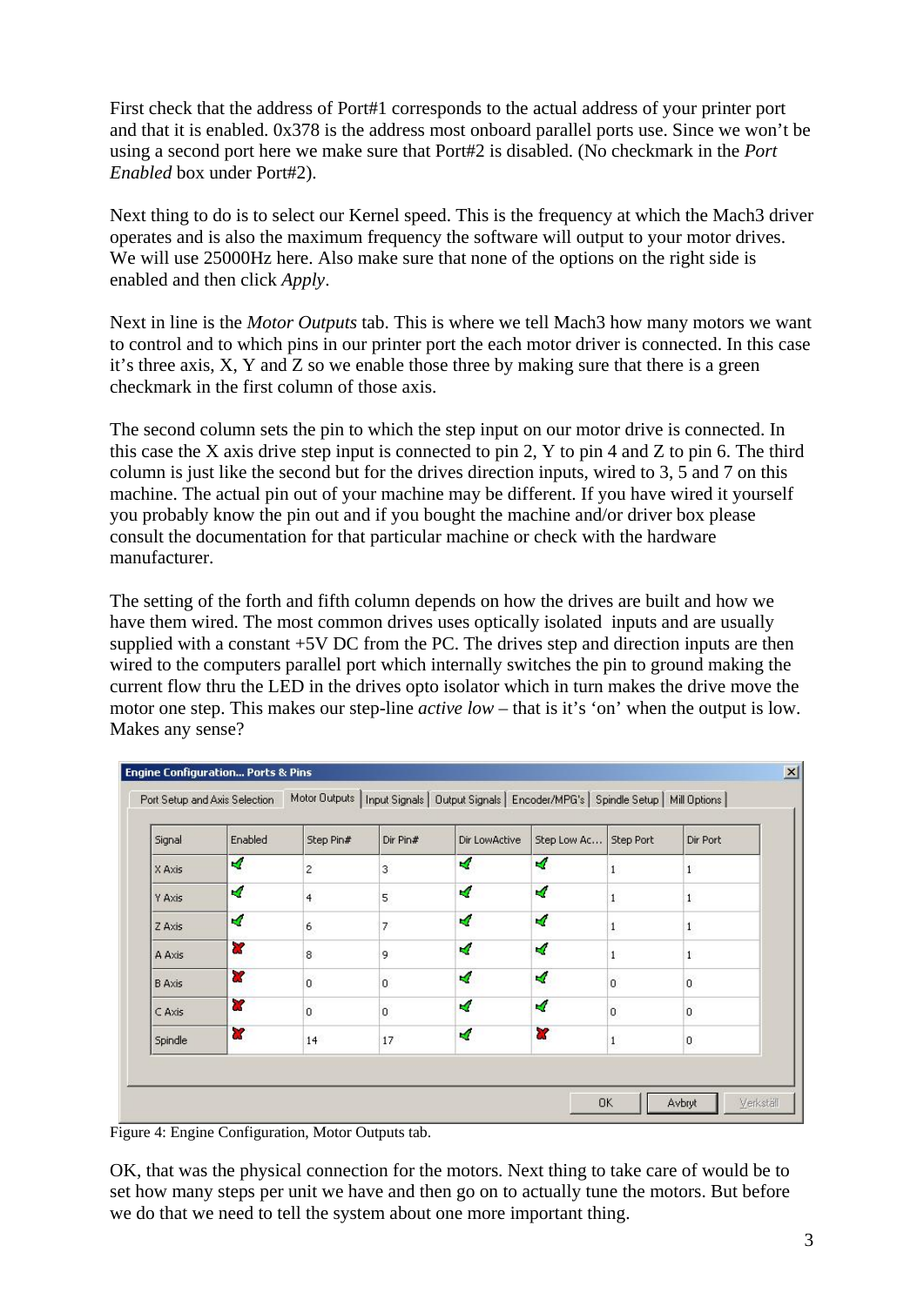First check that the address of Port#1 corresponds to the actual address of your printer port and that it is enabled. 0x378 is the address most onboard parallel ports use. Since we won't be using a second port here we make sure that Port#2 is disabled. (No checkmark in the *Port Enabled* box under Port#2).

Next thing to do is to select our Kernel speed. This is the frequency at which the Mach3 driver operates and is also the maximum frequency the software will output to your motor drives. We will use 25000Hz here. Also make sure that none of the options on the right side is enabled and then click *Apply*.

Next in line is the *Motor Outputs* tab. This is where we tell Mach3 how many motors we want to control and to which pins in our printer port the each motor driver is connected. In this case it's three axis, X, Y and Z so we enable those three by making sure that there is a green checkmark in the first column of those axis.

The second column sets the pin to which the step input on our motor drive is connected. In this case the X axis drive step input is connected to pin 2, Y to pin 4 and Z to pin 6. The third column is just like the second but for the drives direction inputs, wired to 3, 5 and 7 on this machine. The actual pin out of your machine may be different. If you have wired it yourself you probably know the pin out and if you bought the machine and/or driver box please consult the documentation for that particular machine or check with the hardware manufacturer.

The setting of the forth and fifth column depends on how the drives are built and how we have them wired. The most common drives uses optically isolated inputs and are usually supplied with a constant +5V DC from the PC. The drives step and direction inputs are then wired to the computers parallel port which internally switches the pin to ground making the current flow thru the LED in the drives opto isolator which in turn makes the drive move the motor one step. This makes our step-line *active low* – that is it's 'on' when the output is low. Makes any sense?

Engine Configuration... Ports & Pins

Port Setup and Axis Selection | Motor Outputs | Input Signals | Output Signals | Encoder/MPG's | Spindle Setup | Mill Options

| Signal | Enabled | Step Pin# | Dir Pin# | Dir LowActive | Step Low Ac... | Step Port | Dir Port |
|---|---|---|---|---|---|---|---|
| X Axis | ✓ | 2 | 3 | ✓ | ✓ | 1 | 1 |
| Y Axis | ✓ | 4 | 5 | ✓ | ✓ | 1 | 1 |
| Z Axis | ✓ | 6 | 7 | ✓ | ✓ | 1 | 1 |
| A Axis | ✗ | 8 | 9 | ✓ | ✓ | 1 | 1 |
| B Axis | ✗ | 0 | 0 | ✓ | ✓ | 0 | 0 |
| C Axis | ✗ | 0 | 0 | ✓ | ✓ | 0 | 0 |
| Spindle | ✗ | 14 | 17 | ✓ | ✗ | 1 | 0 |

OK | Avbryt | Verkställ

Figure 4: Engine Configuration, Motor Outputs tab.

OK, that was the physical connection for the motors. Next thing to take care of would be to set how many steps per unit we have and then go on to actually tune the motors. But before we do that we need to tell the system about one more important thing.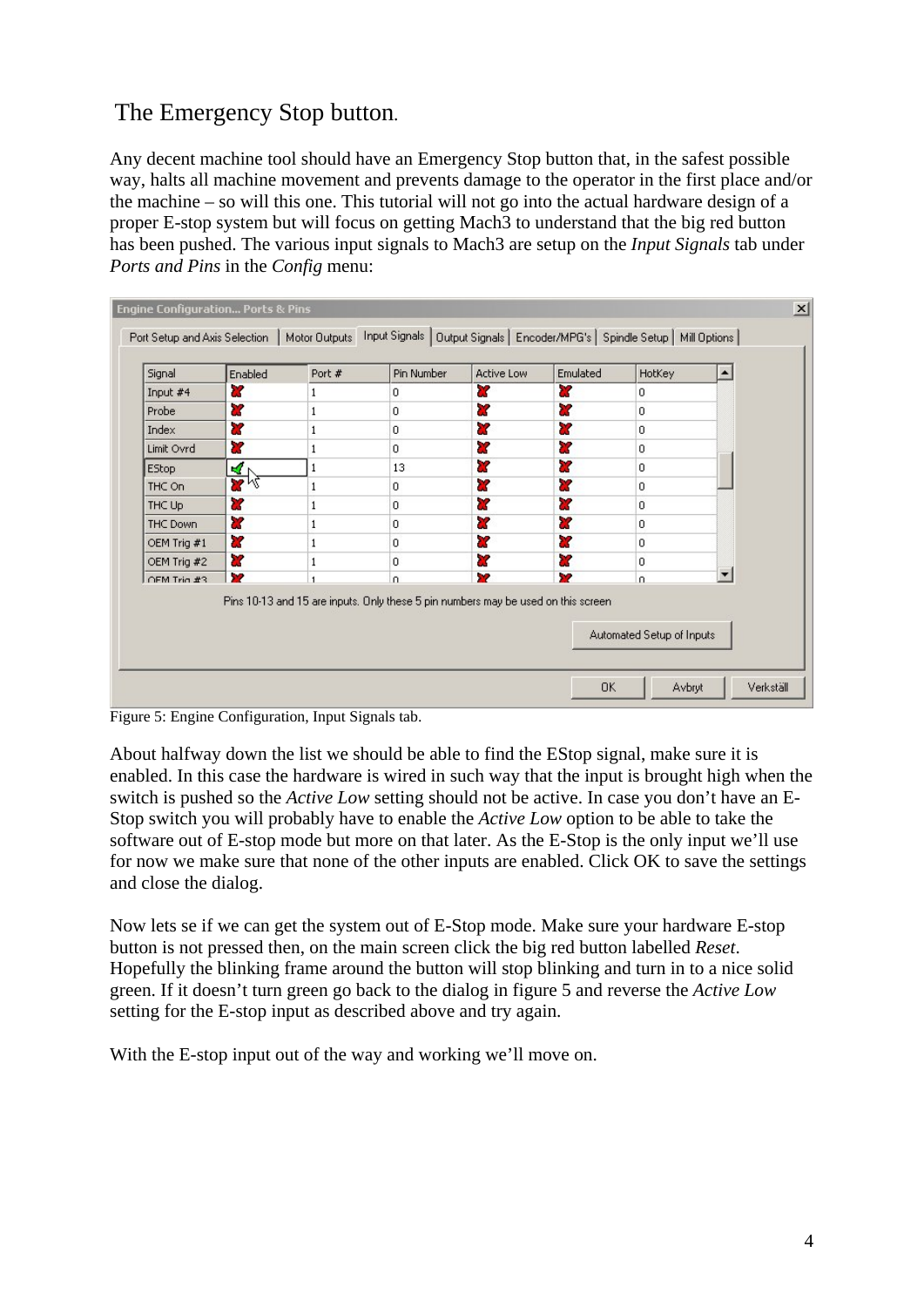## The Emergency Stop button.

Any decent machine tool should have an Emergency Stop button that, in the safest possible way, halts all machine movement and prevents damage to the operator in the first place and/or the machine – so will this one. This tutorial will not go into the actual hardware design of a proper E-stop system but will focus on getting Mach3 to understand that the big red button has been pushed. The various input signals to Mach3 are setup on the *Input Signals* tab under *Ports and Pins* in the *Config* menu:

Engine Configuration... Ports & Pins

Port Setup and Axis Selection | Motor Outputs | Input Signals | Output Signals | Encoder/MPG's | Spindle Setup | Mill Options

| Signal | Enabled | Port # | Pin Number | Active Low | Emulated | HotKey |
|---|---|---|---|---|---|---|
| Input #4 | ✗ | 1 | 0 | ✗ | ✗ | 0 |
| Probe | ✗ | 1 | 0 | ✗ | ✗ | 0 |
| Index | ✗ | 1 | 0 | ✗ | ✗ | 0 |
| Limit Ovrd | ✗ | 1 | 0 | ✗ | ✗ | 0 |
| EStop | ✓ | 1 | 13 | ✗ | ✗ | 0 |
| THC On | ✗ | 1 | 0 | ✗ | ✗ | 0 |
| THC Up | ✗ | 1 | 0 | ✗ | ✗ | 0 |
| THC Down | ✗ | 1 | 0 | ✗ | ✗ | 0 |
| OEM Trig #1 | ✗ | 1 | 0 | ✗ | ✗ | 0 |
| OEM Trig #2 | ✗ | 1 | 0 | ✗ | ✗ | 0 |
| OEM Trig #3 | ✗ | 1 | 0 | ✗ | ✗ | 0 |

Pins 10-13 and 15 are inputs. Only these 5 pin numbers may be used on this screen

Automated Setup of Inputs

OK | Avbryt | Verkställ

Figure 5: Engine Configuration, Input Signals tab.

About halfway down the list we should be able to find the EStop signal, make sure it is enabled. In this case the hardware is wired in such way that the input is brought high when the switch is pushed so the *Active Low* setting should not be active. In case you don't have an E-Stop switch you will probably have to enable the *Active Low* option to be able to take the software out of E-stop mode but more on that later. As the E-Stop is the only input we'll use for now we make sure that none of the other inputs are enabled. Click OK to save the settings and close the dialog.

Now lets se if we can get the system out of E-Stop mode. Make sure your hardware E-stop button is not pressed then, on the main screen click the big red button labelled *Reset*. Hopefully the blinking frame around the button will stop blinking and turn in to a nice solid green. If it doesn't turn green go back to the dialog in figure 5 and reverse the *Active Low* setting for the E-stop input as described above and try again.

With the E-stop input out of the way and working we'll move on.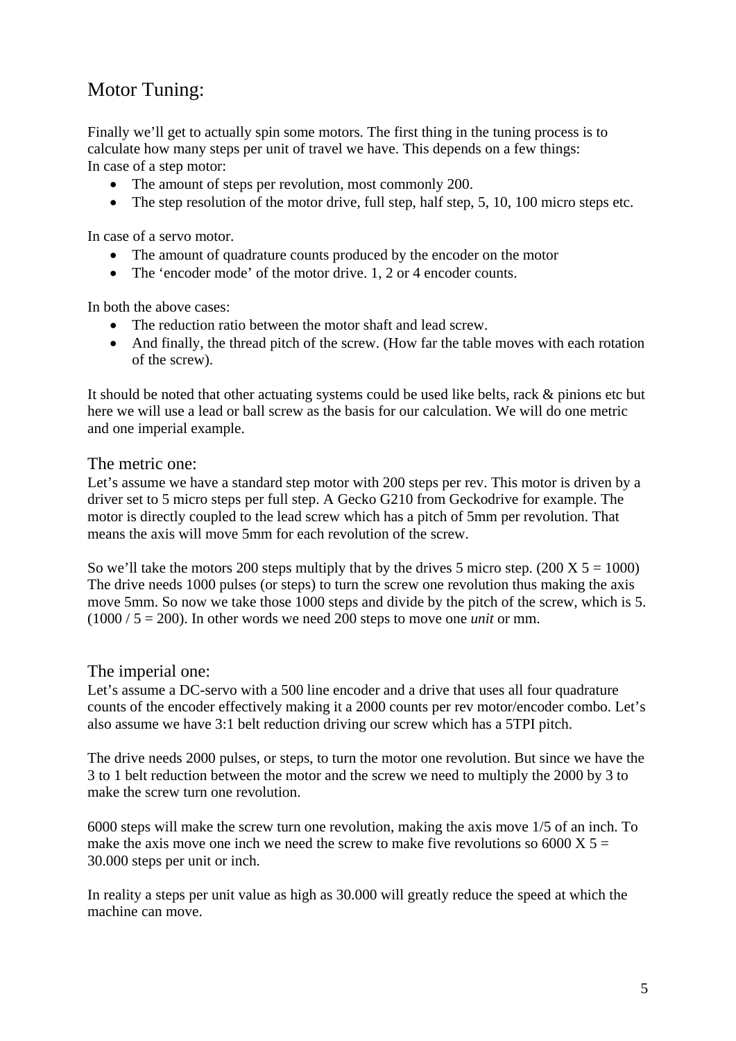## Motor Tuning:

Finally we'll get to actually spin some motors. The first thing in the tuning process is to calculate how many steps per unit of travel we have. This depends on a few things:
In case of a step motor:

- The amount of steps per revolution, most commonly 200.
- The step resolution of the motor drive, full step, half step, 5, 10, 100 micro steps etc.

In case of a servo motor.

- The amount of quadrature counts produced by the encoder on the motor
- The 'encoder mode' of the motor drive. 1, 2 or 4 encoder counts.

In both the above cases:

- The reduction ratio between the motor shaft and lead screw.
- And finally, the thread pitch of the screw. (How far the table moves with each rotation of the screw).

It should be noted that other actuating systems could be used like belts, rack & pinions etc but here we will use a lead or ball screw as the basis for our calculation. We will do one metric and one imperial example.

### The metric one:

Let's assume we have a standard step motor with 200 steps per rev. This motor is driven by a driver set to 5 micro steps per full step. A Gecko G210 from Geckodrive for example. The motor is directly coupled to the lead screw which has a pitch of 5mm per revolution. That means the axis will move 5mm for each revolution of the screw.

So we'll take the motors 200 steps multiply that by the drives 5 micro step. (200 X 5 = 1000) The drive needs 1000 pulses (or steps) to turn the screw one revolution thus making the axis move 5mm. So now we take those 1000 steps and divide by the pitch of the screw, which is 5. (1000 / 5 = 200). In other words we need 200 steps to move one *unit* or mm.

### The imperial one:

Let's assume a DC-servo with a 500 line encoder and a drive that uses all four quadrature counts of the encoder effectively making it a 2000 counts per rev motor/encoder combo. Let's also assume we have 3:1 belt reduction driving our screw which has a 5TPI pitch.

The drive needs 2000 pulses, or steps, to turn the motor one revolution. But since we have the 3 to 1 belt reduction between the motor and the screw we need to multiply the 2000 by 3 to make the screw turn one revolution.

6000 steps will make the screw turn one revolution, making the axis move 1/5 of an inch. To make the axis move one inch we need the screw to make five revolutions so 6000 X 5 = 30.000 steps per unit or inch.

In reality a steps per unit value as high as 30.000 will greatly reduce the speed at which the machine can move.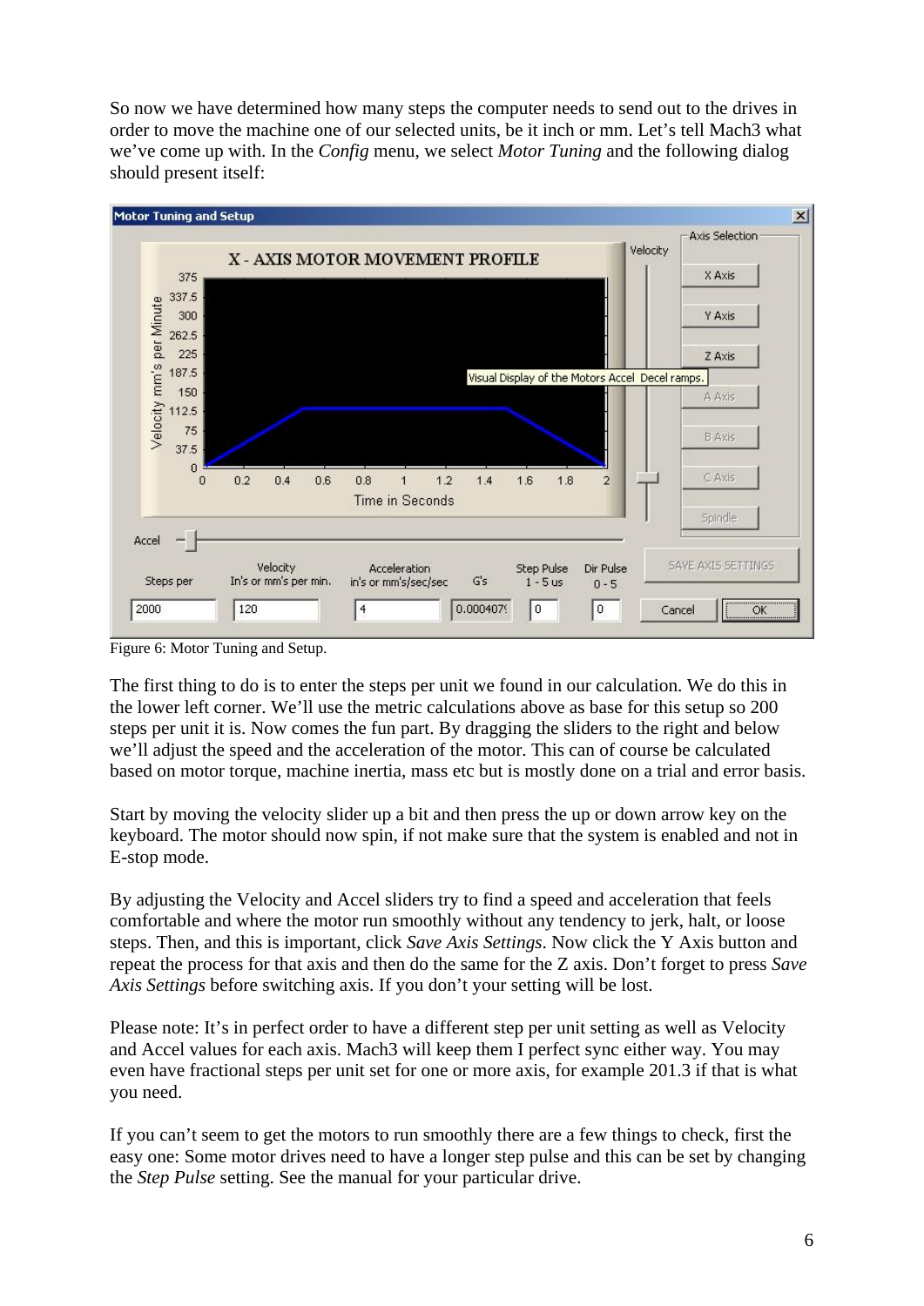So now we have determined how many steps the computer needs to send out to the drives in order to move the machine one of our selected units, be it inch or mm. Let's tell Mach3 what we've come up with. In the *Config* menu, we select *Motor Tuning* and the following dialog should present itself:

Figure 6: Motor Tuning and Setup.

The first thing to do is to enter the steps per unit we found in our calculation. We do this in the lower left corner. We'll use the metric calculations above as base for this setup so 200 steps per unit it is. Now comes the fun part. By dragging the sliders to the right and below we'll adjust the speed and the acceleration of the motor. This can of course be calculated based on motor torque, machine inertia, mass etc but is mostly done on a trial and error basis.

Start by moving the velocity slider up a bit and then press the up or down arrow key on the keyboard. The motor should now spin, if not make sure that the system is enabled and not in E-stop mode.

By adjusting the Velocity and Accel sliders try to find a speed and acceleration that feels comfortable and where the motor run smoothly without any tendency to jerk, halt, or loose steps. Then, and this is important, click *Save Axis Settings*. Now click the Y Axis button and repeat the process for that axis and then do the same for the Z axis. Don't forget to press *Save Axis Settings* before switching axis. If you don't your setting will be lost.

Please note: It's in perfect order to have a different step per unit setting as well as Velocity and Accel values for each axis. Mach3 will keep them I perfect sync either way. You may even have fractional steps per unit set for one or more axis, for example 201.3 if that is what you need.

If you can't seem to get the motors to run smoothly there are a few things to check, first the easy one: Some motor drives need to have a longer step pulse and this can be set by changing the *Step Pulse* setting. See the manual for your particular drive.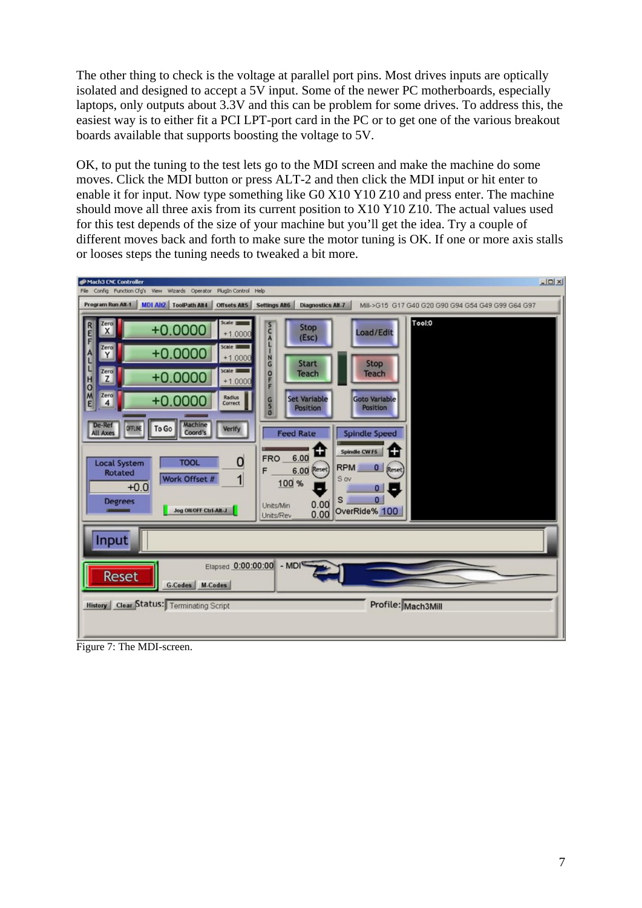The other thing to check is the voltage at parallel port pins. Most drives inputs are optically isolated and designed to accept a 5V input. Some of the newer PC motherboards, especially laptops, only outputs about 3.3V and this can be problem for some drives. To address this, the easiest way is to either fit a PCI LPT-port card in the PC or to get one of the various breakout boards available that supports boosting the voltage to 5V.

OK, to put the tuning to the test lets go to the MDI screen and make the machine do some moves. Click the MDI button or press ALT-2 and then click the MDI input or hit enter to enable it for input. Now type something like G0 X10 Y10 Z10 and press enter. The machine should move all three axis from its current position to X10 Y10 Z10. The actual values used for this test depends of the size of your machine but you'll get the idea. Try a couple of different moves back and forth to make sure the motor tuning is OK. If one or more axis stalls or looses steps the tuning needs to tweaked a bit more.

Figure 7: The MDI-screen.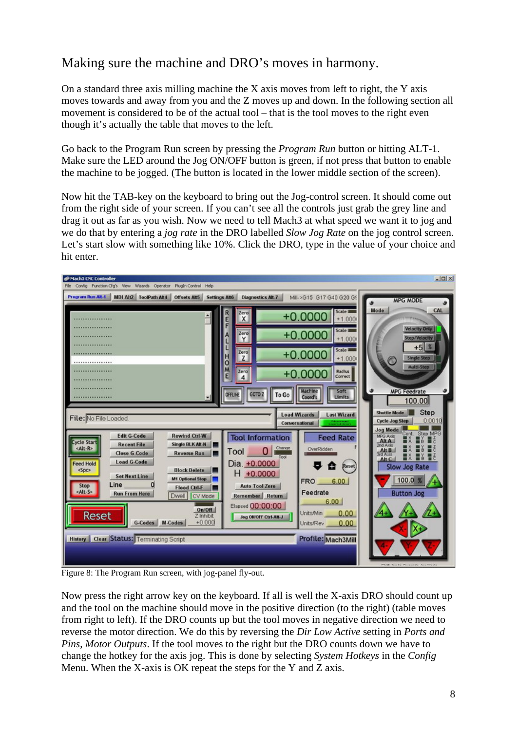## Making sure the machine and DRO's moves in harmony.

On a standard three axis milling machine the X axis moves from left to right, the Y axis moves towards and away from you and the Z moves up and down. In the following section all movement is considered to be of the actual tool – that is the tool moves to the right even though it's actually the table that moves to the left.

Go back to the Program Run screen by pressing the *Program Run* button or hitting ALT-1. Make sure the LED around the Jog ON/OFF button is green, if not press that button to enable the machine to be jogged. (The button is located in the lower middle section of the screen).

Now hit the TAB-key on the keyboard to bring out the Jog-control screen. It should come out from the right side of your screen. If you can't see all the controls just grab the grey line and drag it out as far as you wish. Now we need to tell Mach3 at what speed we want it to jog and we do that by entering a *jog rate* in the DRO labelled *Slow Jog Rate* on the jog control screen. Let's start slow with something like 10%. Click the DRO, type in the value of your choice and hit enter.

Figure 8: The Program Run screen, with jog-panel fly-out.

Now press the right arrow key on the keyboard. If all is well the X-axis DRO should count up and the tool on the machine should move in the positive direction (to the right) (table moves from right to left). If the DRO counts up but the tool moves in negative direction we need to reverse the motor direction. We do this by reversing the *Dir Low Active* setting in *Ports and Pins, Motor Outputs*. If the tool moves to the right but the DRO counts down we have to change the hotkey for the axis jog. This is done by selecting *System Hotkeys* in the *Config* Menu. When the X-axis is OK repeat the steps for the Y and Z axis.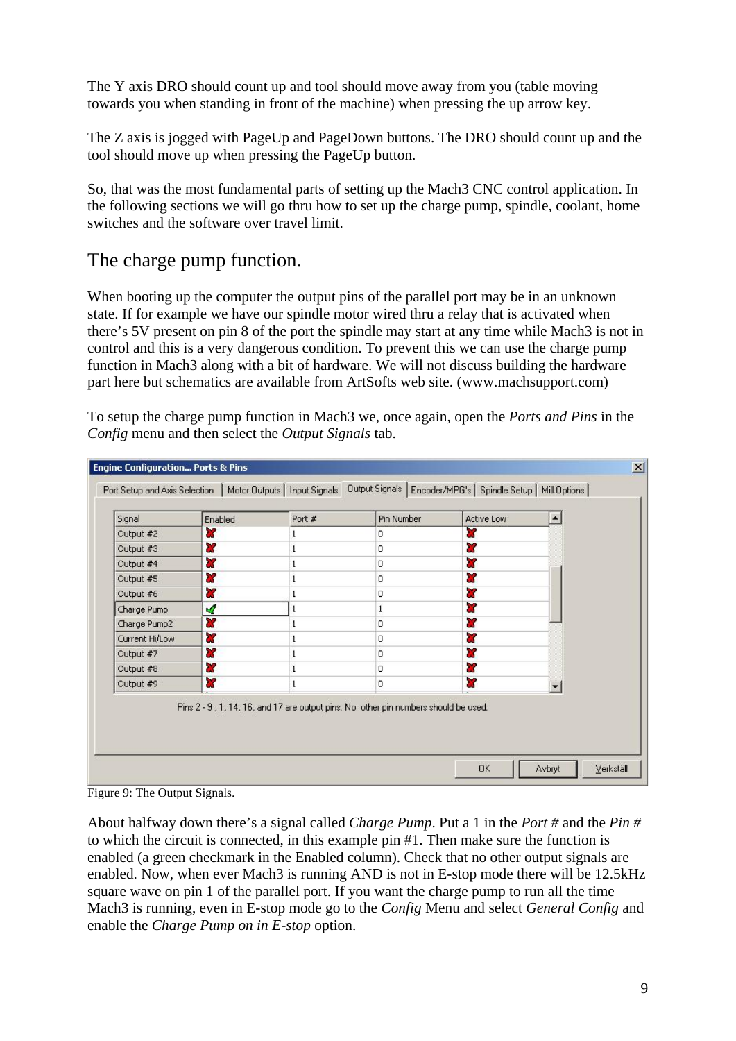The Y axis DRO should count up and tool should move away from you (table moving towards you when standing in front of the machine) when pressing the up arrow key.

The Z axis is jogged with PageUp and PageDown buttons. The DRO should count up and the tool should move up when pressing the PageUp button.

So, that was the most fundamental parts of setting up the Mach3 CNC control application. In the following sections we will go thru how to set up the charge pump, spindle, coolant, home switches and the software over travel limit.

## The charge pump function.

When booting up the computer the output pins of the parallel port may be in an unknown state. If for example we have our spindle motor wired thru a relay that is activated when there's 5V present on pin 8 of the port the spindle may start at any time while Mach3 is not in control and this is a very dangerous condition. To prevent this we can use the charge pump function in Mach3 along with a bit of hardware. We will not discuss building the hardware part here but schematics are available from ArtSofts web site. (www.machsupport.com)

To setup the charge pump function in Mach3 we, once again, open the *Ports and Pins* in the *Config* menu and then select the *Output Signals* tab.

**Engine Configuration... Ports & Pins**

Port Setup and Axis Selection | Motor Outputs | Input Signals | Output Signals | Encoder/MPG's | Spindle Setup | Mill Options

| Signal | Enabled | Port # | Pin Number | Active Low |
|---|---|---|---|---|
| Output #2 | ✗ | 1 | 0 | ✗ |
| Output #3 | ✗ | 1 | 0 | ✗ |
| Output #4 | ✗ | 1 | 0 | ✗ |
| Output #5 | ✗ | 1 | 0 | ✗ |
| Output #6 | ✗ | 1 | 0 | ✗ |
| Charge Pump | ✓ | 1 | 1 | ✗ |
| Charge Pump2 | ✗ | 1 | 0 | ✗ |
| Current Hi/Low | ✗ | 1 | 0 | ✗ |
| Output #7 | ✗ | 1 | 0 | ✗ |
| Output #8 | ✗ | 1 | 0 | ✗ |
| Output #9 | ✗ | 1 | 0 | ✗ |

Pins 2 - 9 , 1, 14, 16, and 17 are output pins. No other pin numbers should be used.

OK | Avbryt | Verkställ

Figure 9: The Output Signals.

About halfway down there's a signal called *Charge Pump*. Put a 1 in the *Port #* and the *Pin #* to which the circuit is connected, in this example pin #1. Then make sure the function is enabled (a green checkmark in the Enabled column). Check that no other output signals are enabled. Now, when ever Mach3 is running AND is not in E-stop mode there will be 12.5kHz square wave on pin 1 of the parallel port. If you want the charge pump to run all the time Mach3 is running, even in E-stop mode go to the *Config* Menu and select *General Config* and enable the *Charge Pump on in E-stop* option.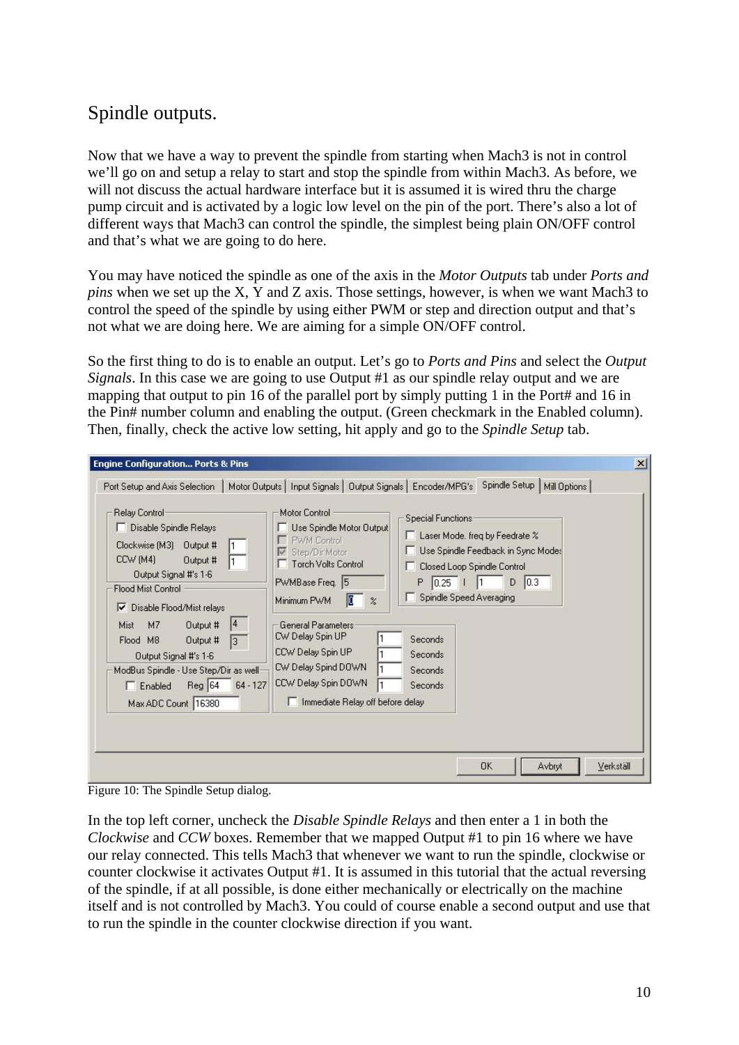# Spindle outputs.

Now that we have a way to prevent the spindle from starting when Mach3 is not in control we'll go on and setup a relay to start and stop the spindle from within Mach3. As before, we will not discuss the actual hardware interface but it is assumed it is wired thru the charge pump circuit and is activated by a logic low level on the pin of the port. There's also a lot of different ways that Mach3 can control the spindle, the simplest being plain ON/OFF control and that's what we are going to do here.

You may have noticed the spindle as one of the axis in the *Motor Outputs* tab under *Ports and pins* when we set up the X, Y and Z axis. Those settings, however, is when we want Mach3 to control the speed of the spindle by using either PWM or step and direction output and that's not what we are doing here. We are aiming for a simple ON/OFF control.

So the first thing to do is to enable an output. Let's go to *Ports and Pins* and select the *Output Signals*. In this case we are going to use Output #1 as our spindle relay output and we are mapping that output to pin 16 of the parallel port by simply putting 1 in the Port# and 16 in the Pin# number column and enabling the output. (Green checkmark in the Enabled column). Then, finally, check the active low setting, hit apply and go to the *Spindle Setup* tab.

Figure 10: The Spindle Setup dialog.

In the top left corner, uncheck the *Disable Spindle Relays* and then enter a 1 in both the *Clockwise* and *CCW* boxes. Remember that we mapped Output #1 to pin 16 where we have our relay connected. This tells Mach3 that whenever we want to run the spindle, clockwise or counter clockwise it activates Output #1. It is assumed in this tutorial that the actual reversing of the spindle, if at all possible, is done either mechanically or electrically on the machine itself and is not controlled by Mach3. You could of course enable a second output and use that to run the spindle in the counter clockwise direction if you want.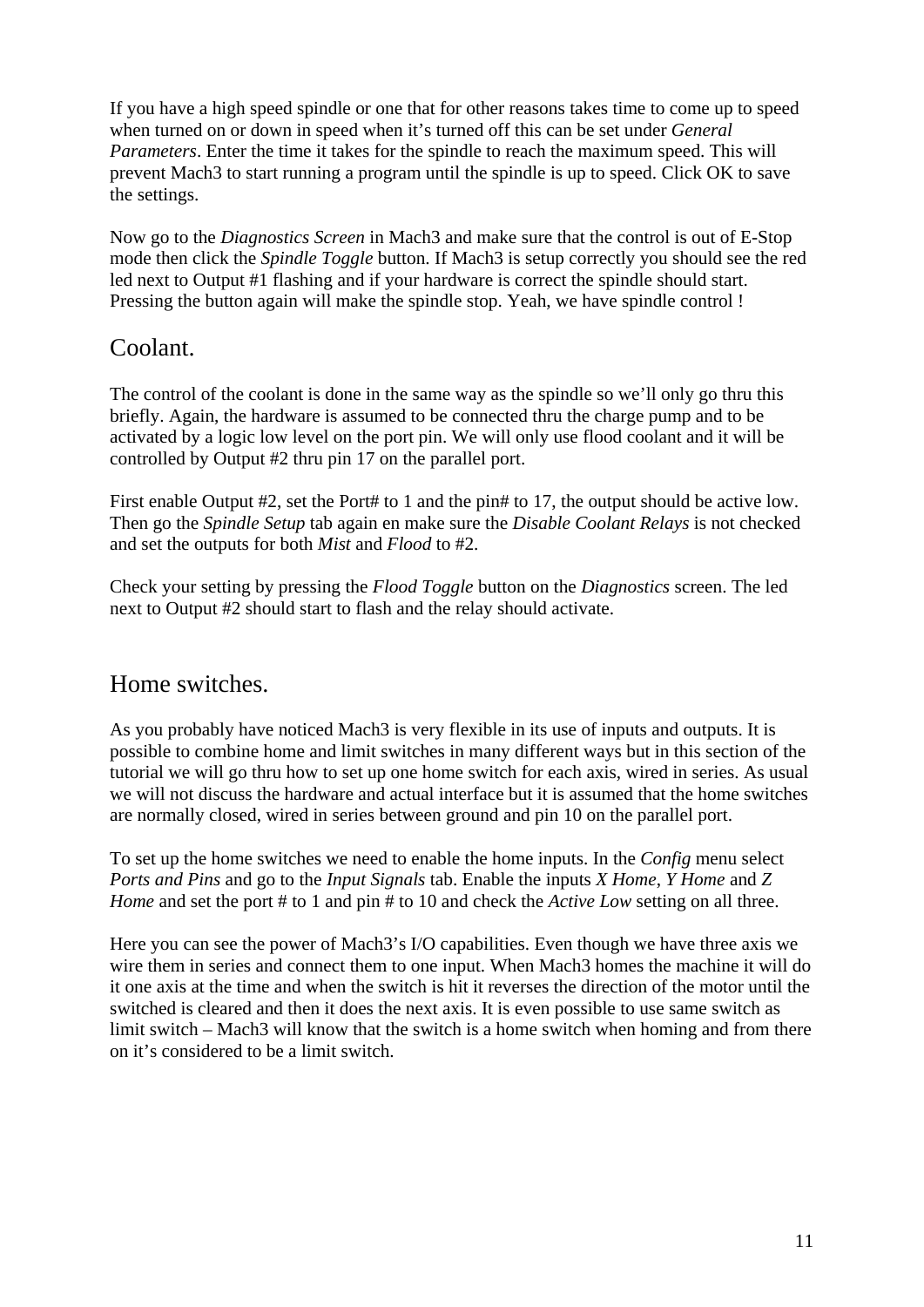If you have a high speed spindle or one that for other reasons takes time to come up to speed when turned on or down in speed when it's turned off this can be set under *General Parameters*. Enter the time it takes for the spindle to reach the maximum speed. This will prevent Mach3 to start running a program until the spindle is up to speed. Click OK to save the settings.

Now go to the *Diagnostics Screen* in Mach3 and make sure that the control is out of E-Stop mode then click the *Spindle Toggle* button. If Mach3 is setup correctly you should see the red led next to Output #1 flashing and if your hardware is correct the spindle should start. Pressing the button again will make the spindle stop. Yeah, we have spindle control !

## Coolant.

The control of the coolant is done in the same way as the spindle so we'll only go thru this briefly. Again, the hardware is assumed to be connected thru the charge pump and to be activated by a logic low level on the port pin. We will only use flood coolant and it will be controlled by Output #2 thru pin 17 on the parallel port.

First enable Output #2, set the Port# to 1 and the pin# to 17, the output should be active low. Then go the *Spindle Setup* tab again en make sure the *Disable Coolant Relays* is not checked and set the outputs for both *Mist* and *Flood* to #2.

Check your setting by pressing the *Flood Toggle* button on the *Diagnostics* screen. The led next to Output #2 should start to flash and the relay should activate.

## Home switches.

As you probably have noticed Mach3 is very flexible in its use of inputs and outputs. It is possible to combine home and limit switches in many different ways but in this section of the tutorial we will go thru how to set up one home switch for each axis, wired in series. As usual we will not discuss the hardware and actual interface but it is assumed that the home switches are normally closed, wired in series between ground and pin 10 on the parallel port.

To set up the home switches we need to enable the home inputs. In the *Config* menu select *Ports and Pins* and go to the *Input Signals* tab. Enable the inputs *X Home*, *Y Home* and *Z Home* and set the port # to 1 and pin # to 10 and check the *Active Low* setting on all three.

Here you can see the power of Mach3's I/O capabilities. Even though we have three axis we wire them in series and connect them to one input. When Mach3 homes the machine it will do it one axis at the time and when the switch is hit it reverses the direction of the motor until the switched is cleared and then it does the next axis. It is even possible to use same switch as limit switch – Mach3 will know that the switch is a home switch when homing and from there on it's considered to be a limit switch.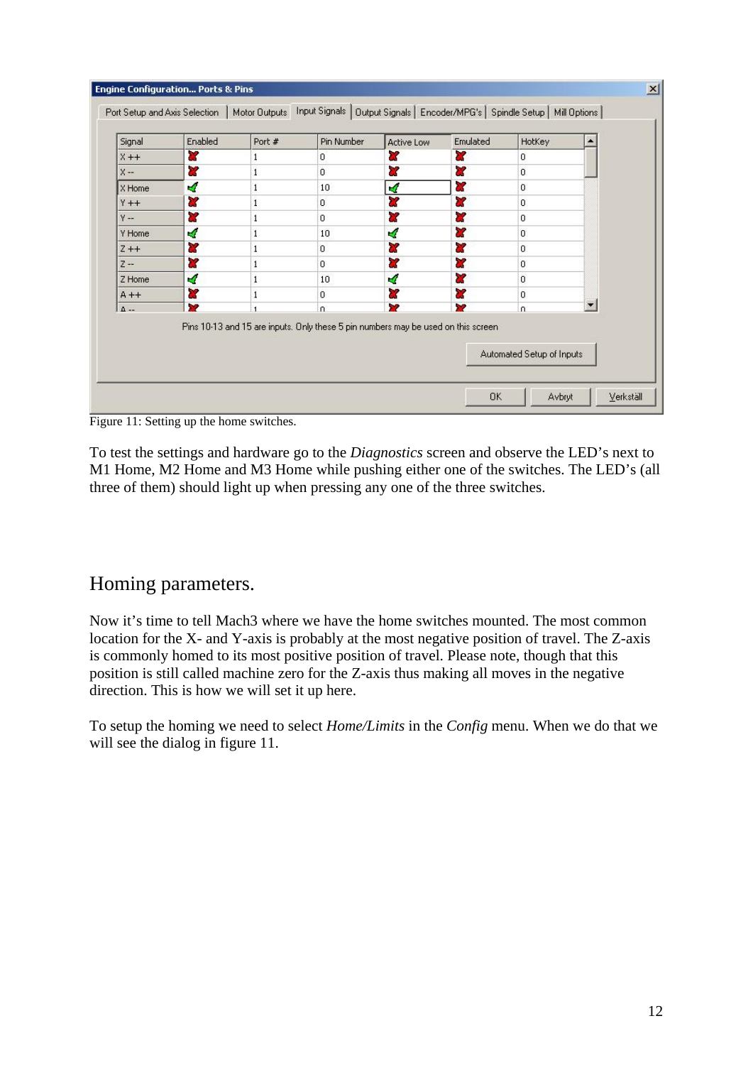**Engine Configuration... Ports & Pins**

Port Setup and Axis Selection | Motor Outputs | Input Signals | Output Signals | Encoder/MPG's | Spindle Setup | Mill Options

| Signal | Enabled | Port # | Pin Number | Active Low | Emulated | HotKey |
|---|---|---|---|---|---|---|
| X ++ | ✗ | 1 | 0 | ✗ | ✗ | 0 |
| X -- | ✗ | 1 | 0 | ✗ | ✗ | 0 |
| X Home | ✓ | 1 | 10 | ✓ | ✗ | 0 |
| Y ++ | ✗ | 1 | 0 | ✗ | ✗ | 0 |
| Y -- | ✗ | 1 | 0 | ✗ | ✗ | 0 |
| Y Home | ✓ | 1 | 10 | ✓ | ✗ | 0 |
| Z ++ | ✗ | 1 | 0 | ✗ | ✗ | 0 |
| Z -- | ✗ | 1 | 0 | ✗ | ✗ | 0 |
| Z Home | ✓ | 1 | 10 | ✓ | ✗ | 0 |
| A ++ | ✗ | 1 | 0 | ✗ | ✗ | 0 |
| A -- | ✗ | 1 | 0 | ✗ | ✗ | 0 |

Pins 10-13 and 15 are inputs. Only these 5 pin numbers may be used on this screen

Automated Setup of Inputs

OK | Avbryt | Verkställ

Figure 11: Setting up the home switches.

To test the settings and hardware go to the *Diagnostics* screen and observe the LED's next to M1 Home, M2 Home and M3 Home while pushing either one of the switches. The LED's (all three of them) should light up when pressing any one of the three switches.

## Homing parameters.

Now it's time to tell Mach3 where we have the home switches mounted. The most common location for the X- and Y-axis is probably at the most negative position of travel. The Z-axis is commonly homed to its most positive position of travel. Please note, though that this position is still called machine zero for the Z-axis thus making all moves in the negative direction. This is how we will set it up here.

To setup the homing we need to select *Home/Limits* in the *Config* menu. When we do that we will see the dialog in figure 11.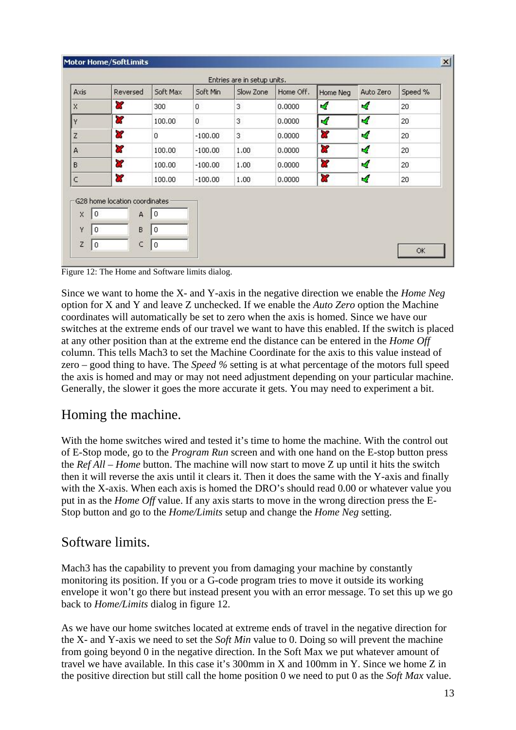**Motor Home/SoftLimits**

Entries are in setup units.

| Axis | Reversed | Soft Max | Soft Min | Slow Zone | Home Off. | Home Neg | Auto Zero | Speed % |
|---|---|---|---|---|---|---|---|---|
| X | ✗ | 300 | 0 | 3 | 0.0000 | ✓ | ✓ | 20 |
| Y | ✗ | 100.00 | 0 | 3 | 0.0000 | ✓ | ✓ | 20 |
| Z | ✗ | 0 | -100.00 | 3 | 0.0000 | ✗ | ✓ | 20 |
| A | ✗ | 100.00 | -100.00 | 1.00 | 0.0000 | ✗ | ✓ | 20 |
| B | ✗ | 100.00 | -100.00 | 1.00 | 0.0000 | ✗ | ✓ | 20 |
| C | ✗ | 100.00 | -100.00 | 1.00 | 0.0000 | ✗ | ✓ | 20 |

G28 home location coordinates

| | | | |
|---|---|---|---|
| X | 0 | A | 0 |
| Y | 0 | B | 0 |
| Z | 0 | C | 0 |

OK

Figure 12: The Home and Software limits dialog.

Since we want to home the X- and Y-axis in the negative direction we enable the *Home Neg* option for X and Y and leave Z unchecked. If we enable the *Auto Zero* option the Machine coordinates will automatically be set to zero when the axis is homed. Since we have our switches at the extreme ends of our travel we want to have this enabled. If the switch is placed at any other position than at the extreme end the distance can be entered in the *Home Off* column. This tells Mach3 to set the Machine Coordinate for the axis to this value instead of zero – good thing to have. The *Speed %* setting is at what percentage of the motors full speed the axis is homed and may or may not need adjustment depending on your particular machine. Generally, the slower it goes the more accurate it gets. You may need to experiment a bit.

## Homing the machine.

With the home switches wired and tested it's time to home the machine. With the control out of E-Stop mode, go to the *Program Run* screen and with one hand on the E-stop button press the *Ref All – Home* button. The machine will now start to move Z up until it hits the switch then it will reverse the axis until it clears it. Then it does the same with the Y-axis and finally with the X-axis. When each axis is homed the DRO's should read 0.00 or whatever value you put in as the *Home Off* value. If any axis starts to move in the wrong direction press the E-Stop button and go to the *Home/Limits* setup and change the *Home Neg* setting.

## Software limits.

Mach3 has the capability to prevent you from damaging your machine by constantly monitoring its position. If you or a G-code program tries to move it outside its working envelope it won't go there but instead present you with an error message. To set this up we go back to *Home/Limits* dialog in figure 12.

As we have our home switches located at extreme ends of travel in the negative direction for the X- and Y-axis we need to set the *Soft Min* value to 0. Doing so will prevent the machine from going beyond 0 in the negative direction. In the Soft Max we put whatever amount of travel we have available. In this case it's 300mm in X and 100mm in Y. Since we home Z in the positive direction but still call the home position 0 we need to put 0 as the *Soft Max* value.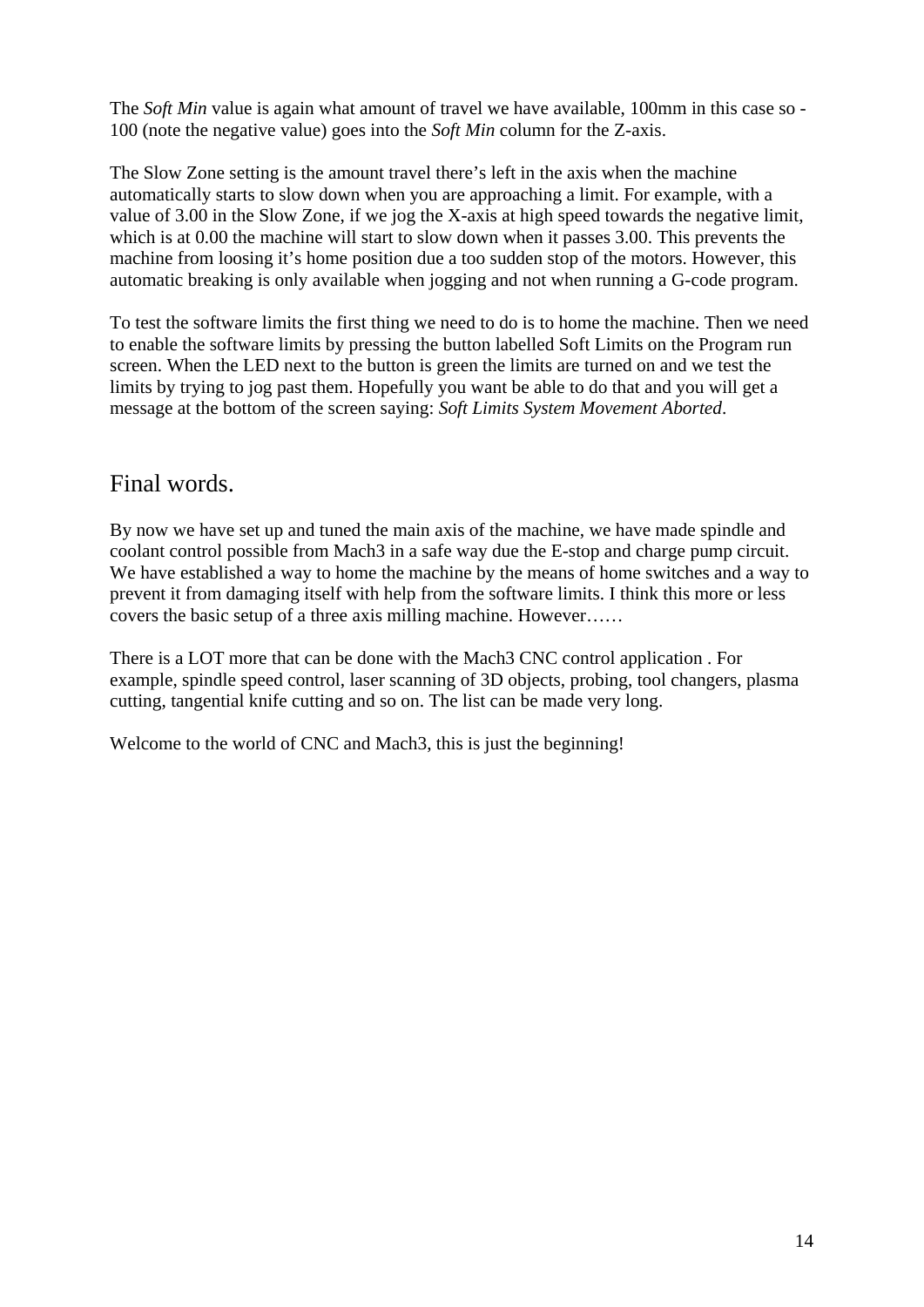The *Soft Min* value is again what amount of travel we have available, 100mm in this case so -100 (note the negative value) goes into the *Soft Min* column for the Z-axis.

The Slow Zone setting is the amount travel there's left in the axis when the machine automatically starts to slow down when you are approaching a limit. For example, with a value of 3.00 in the Slow Zone, if we jog the X-axis at high speed towards the negative limit, which is at 0.00 the machine will start to slow down when it passes 3.00. This prevents the machine from loosing it's home position due a too sudden stop of the motors. However, this automatic breaking is only available when jogging and not when running a G-code program.

To test the software limits the first thing we need to do is to home the machine. Then we need to enable the software limits by pressing the button labelled Soft Limits on the Program run screen. When the LED next to the button is green the limits are turned on and we test the limits by trying to jog past them. Hopefully you want be able to do that and you will get a message at the bottom of the screen saying: *Soft Limits System Movement Aborted*.

## Final words.

By now we have set up and tuned the main axis of the machine, we have made spindle and coolant control possible from Mach3 in a safe way due the E-stop and charge pump circuit. We have established a way to home the machine by the means of home switches and a way to prevent it from damaging itself with help from the software limits. I think this more or less covers the basic setup of a three axis milling machine. However……

There is a LOT more that can be done with the Mach3 CNC control application . For example, spindle speed control, laser scanning of 3D objects, probing, tool changers, plasma cutting, tangential knife cutting and so on. The list can be made very long.

Welcome to the world of CNC and Mach3, this is just the beginning!